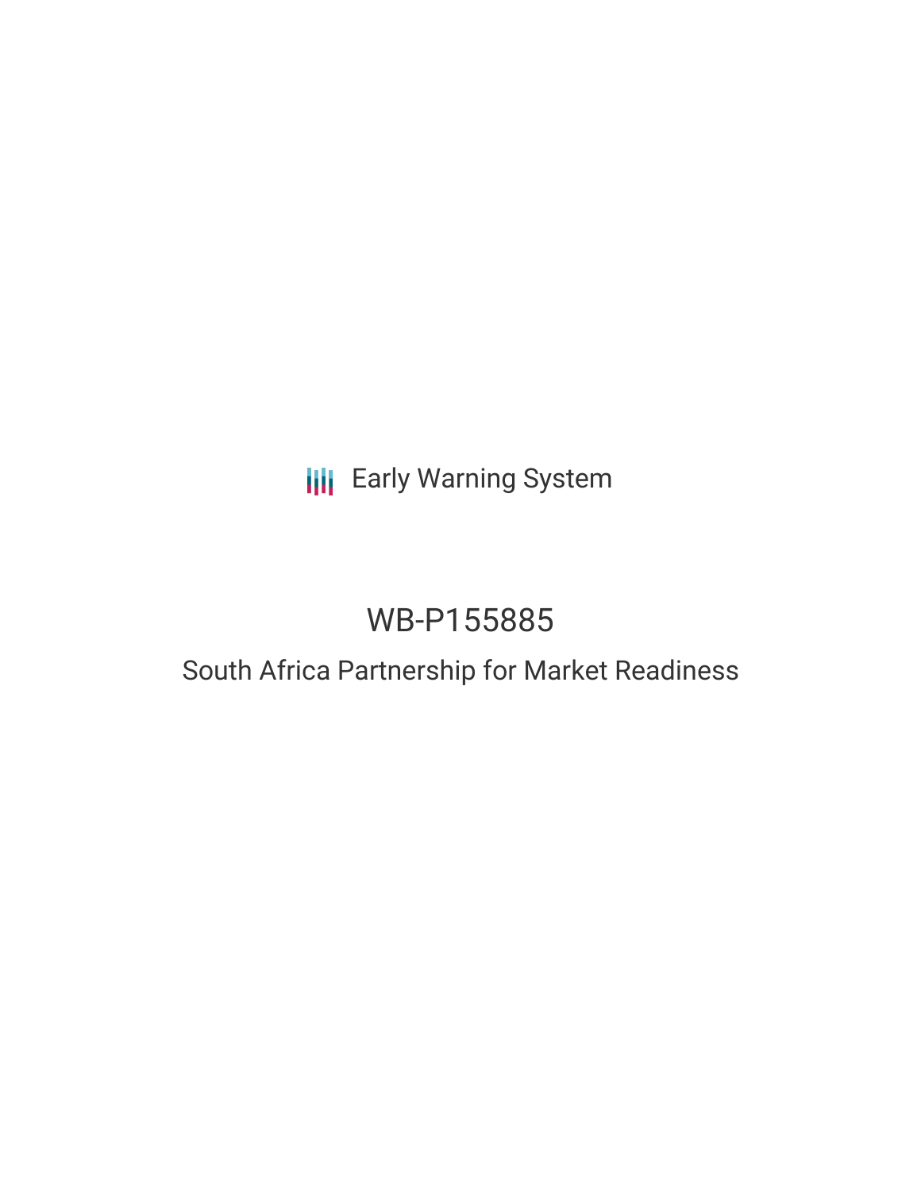Early Warning System

# WB-P155885

## South Africa Partnership for Market Readiness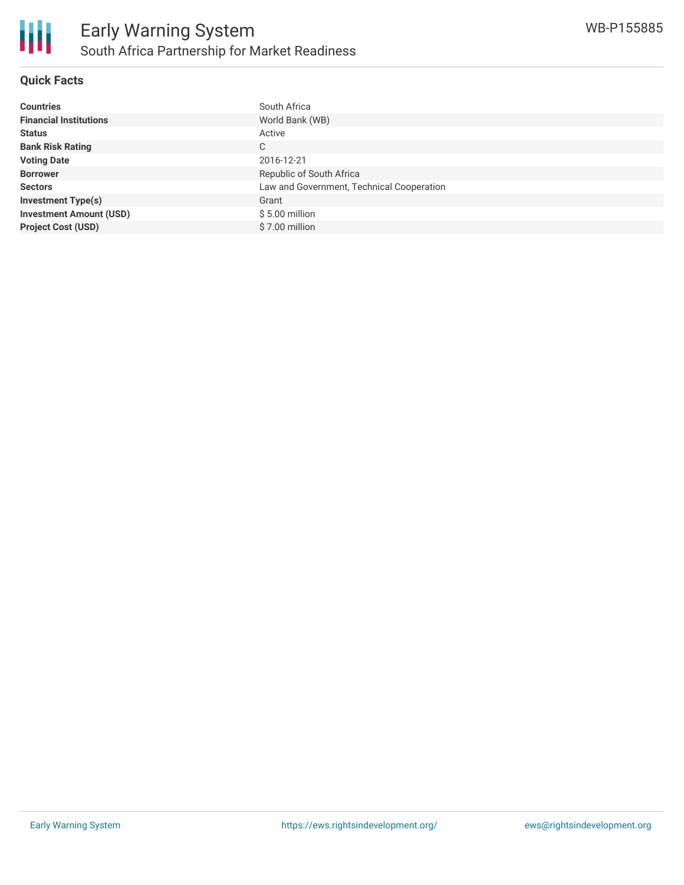## Quick Facts

| | |
|---|---|
| **Countries** | South Africa |
| **Financial Institutions** | World Bank (WB) |
| **Status** | Active |
| **Bank Risk Rating** | C |
| **Voting Date** | 2016-12-21 |
| **Borrower** | Republic of South Africa |
| **Sectors** | Law and Government, Technical Cooperation |
| **Investment Type(s)** | Grant |
| **Investment Amount (USD)** | $ 5.00 million |
| **Project Cost (USD)** | $ 7.00 million |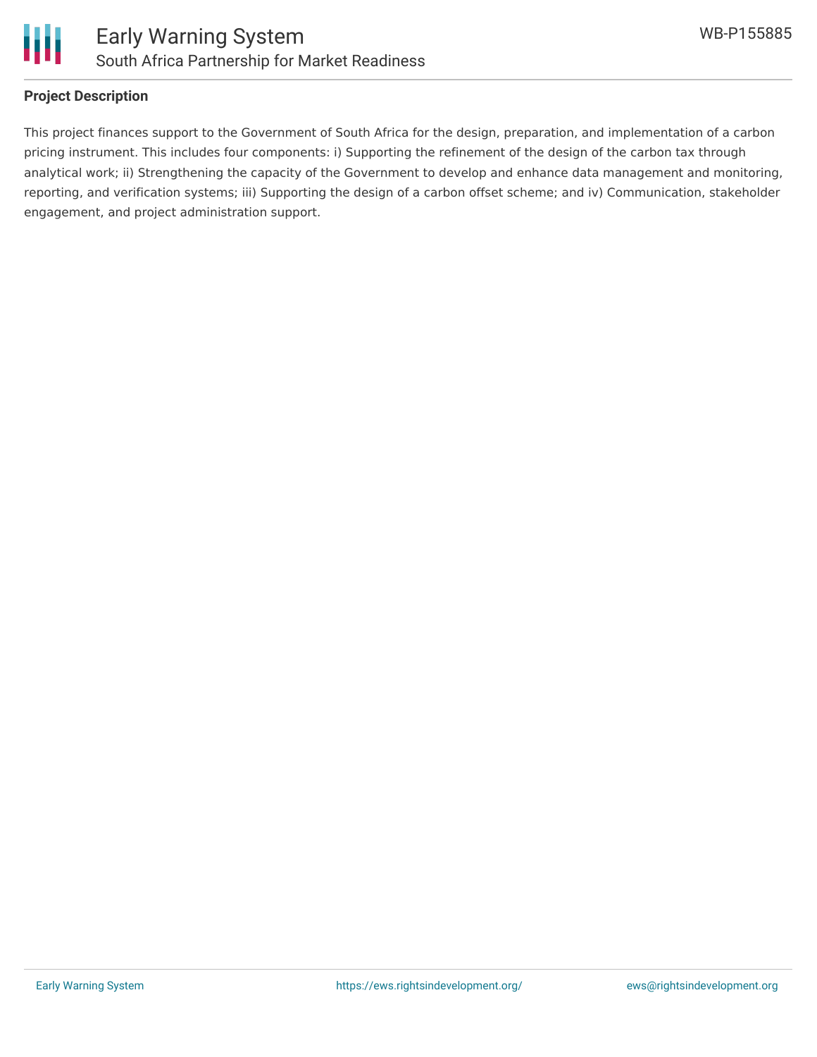## Project Description

This project finances support to the Government of South Africa for the design, preparation, and implementation of a carbon pricing instrument. This includes four components: i) Supporting the refinement of the design of the carbon tax through analytical work; ii) Strengthening the capacity of the Government to develop and enhance data management and monitoring, reporting, and verification systems; iii) Supporting the design of a carbon offset scheme; and iv) Communication, stakeholder engagement, and project administration support.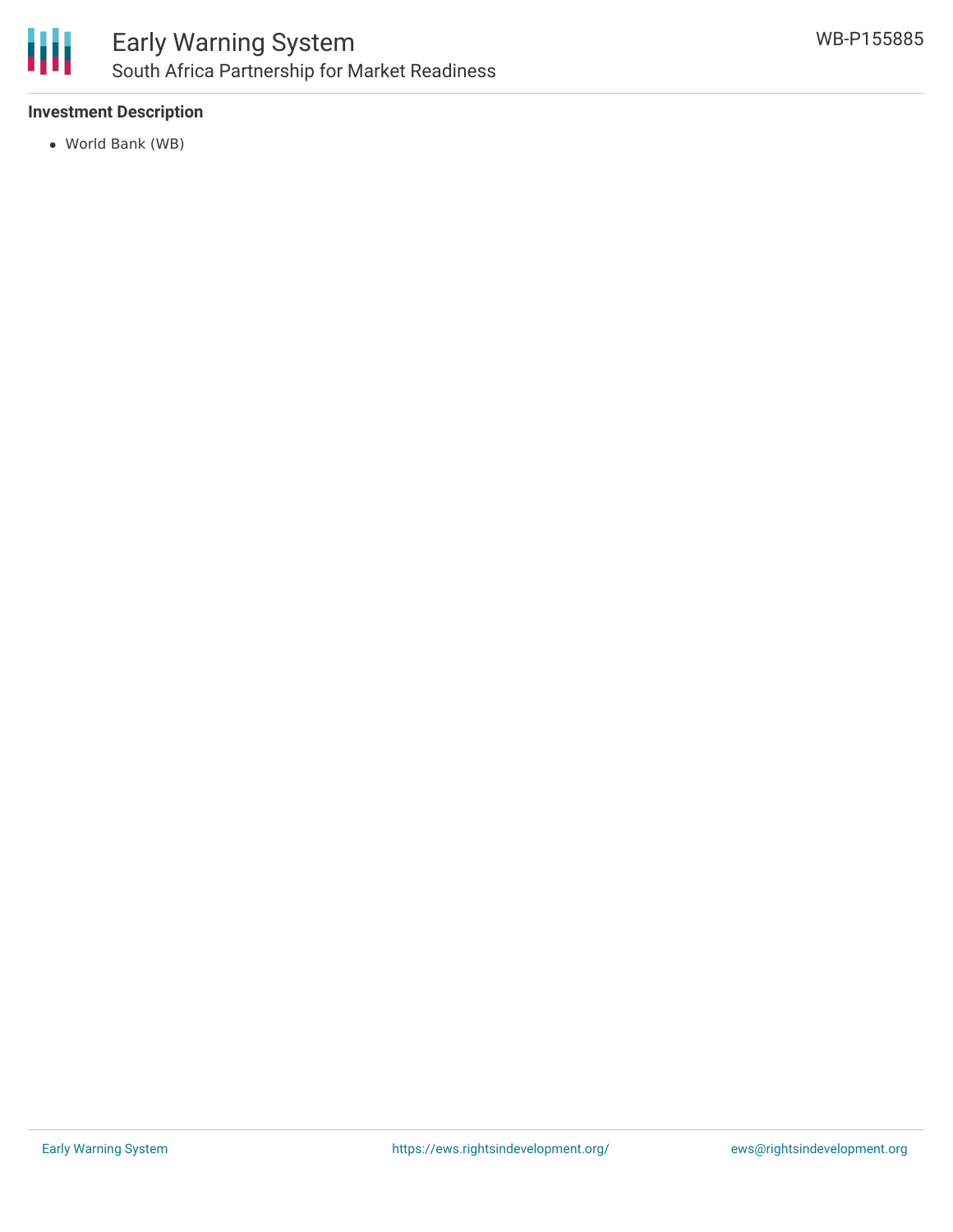**Investment Description**

- World Bank (WB)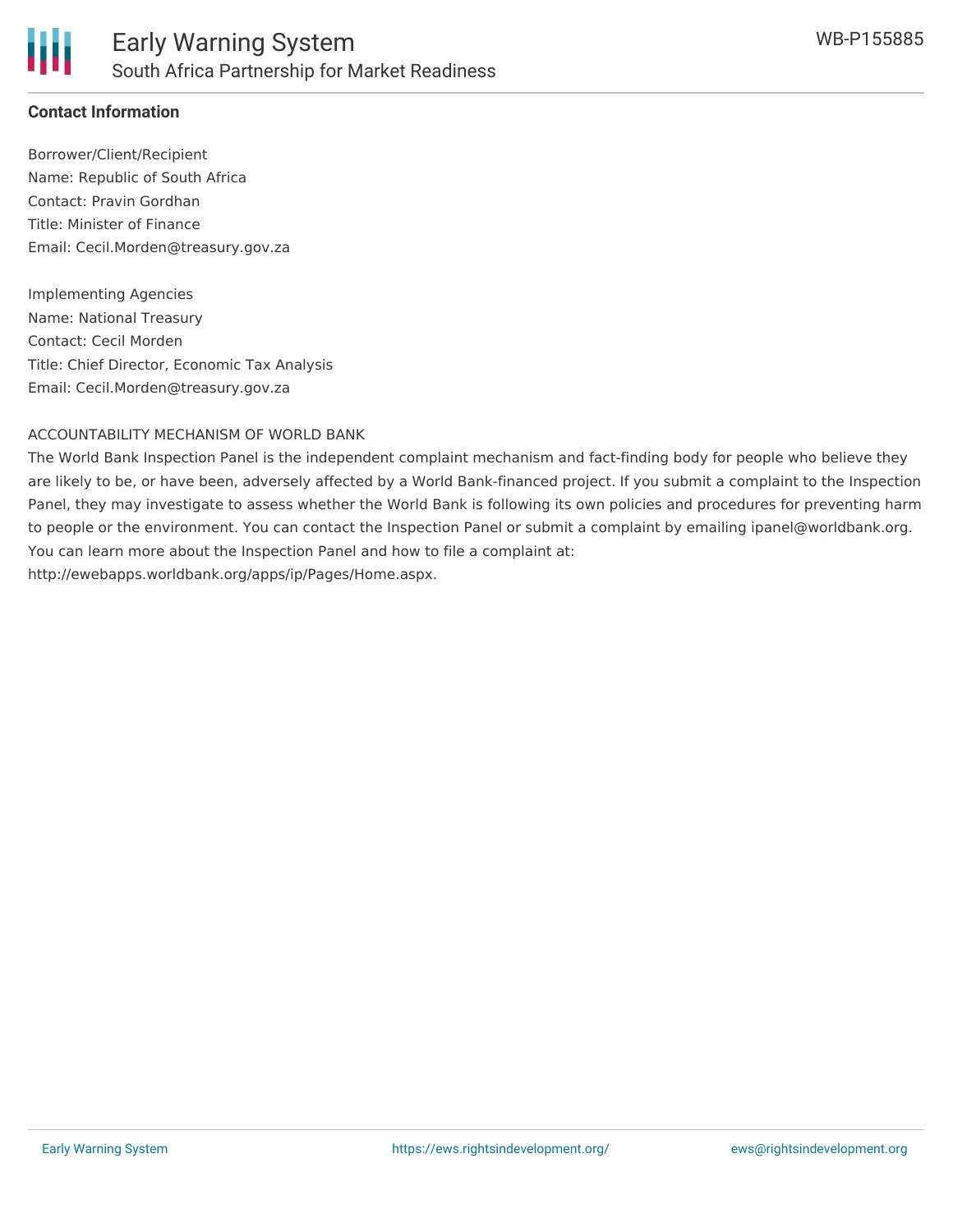**Contact Information**

Borrower/Client/Recipient
Name: Republic of South Africa
Contact: Pravin Gordhan
Title: Minister of Finance
Email: Cecil.Morden@treasury.gov.za

Implementing Agencies
Name: National Treasury
Contact: Cecil Morden
Title: Chief Director, Economic Tax Analysis
Email: Cecil.Morden@treasury.gov.za

ACCOUNTABILITY MECHANISM OF WORLD BANK

The World Bank Inspection Panel is the independent complaint mechanism and fact-finding body for people who believe they are likely to be, or have been, adversely affected by a World Bank-financed project. If you submit a complaint to the Inspection Panel, they may investigate to assess whether the World Bank is following its own policies and procedures for preventing harm to people or the environment. You can contact the Inspection Panel or submit a complaint by emailing ipanel@worldbank.org. You can learn more about the Inspection Panel and how to file a complaint at: http://ewebapps.worldbank.org/apps/ip/Pages/Home.aspx.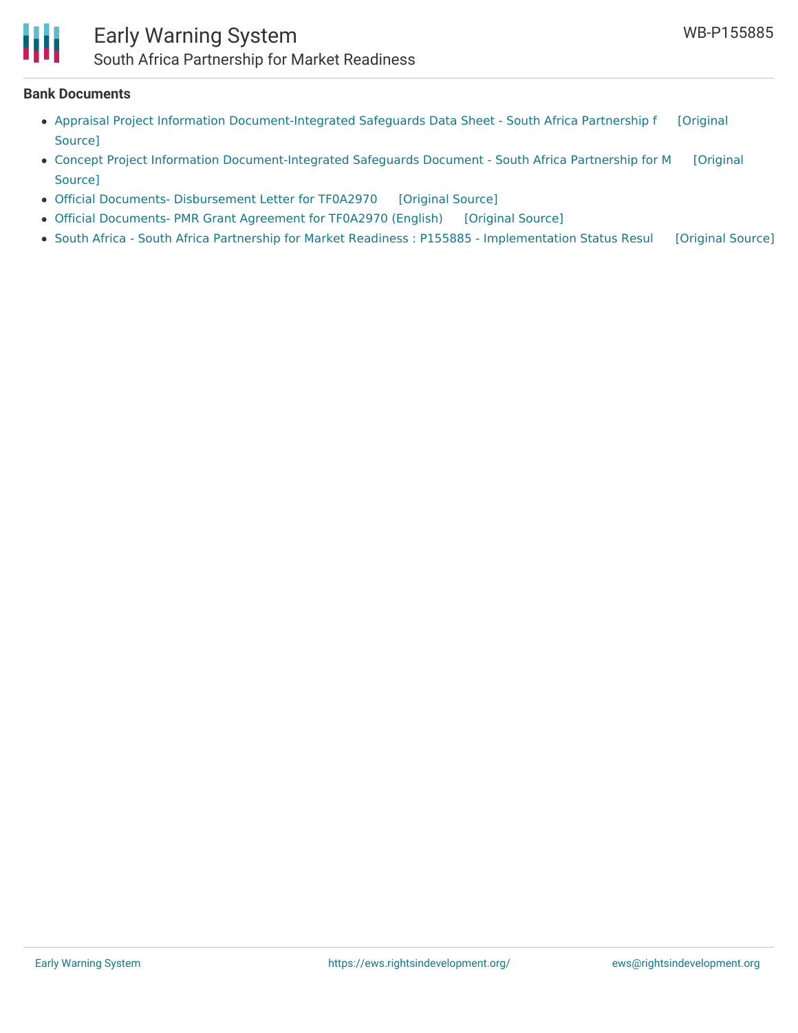**Bank Documents**

- Appraisal Project Information Document-Integrated Safeguards Data Sheet - South Africa Partnership f [Original Source]
- Concept Project Information Document-Integrated Safeguards Document - South Africa Partnership for M [Original Source]
- Official Documents- Disbursement Letter for TF0A2970 [Original Source]
- Official Documents- PMR Grant Agreement for TF0A2970 (English) [Original Source]
- South Africa - South Africa Partnership for Market Readiness : P155885 - Implementation Status Resul [Original Source]